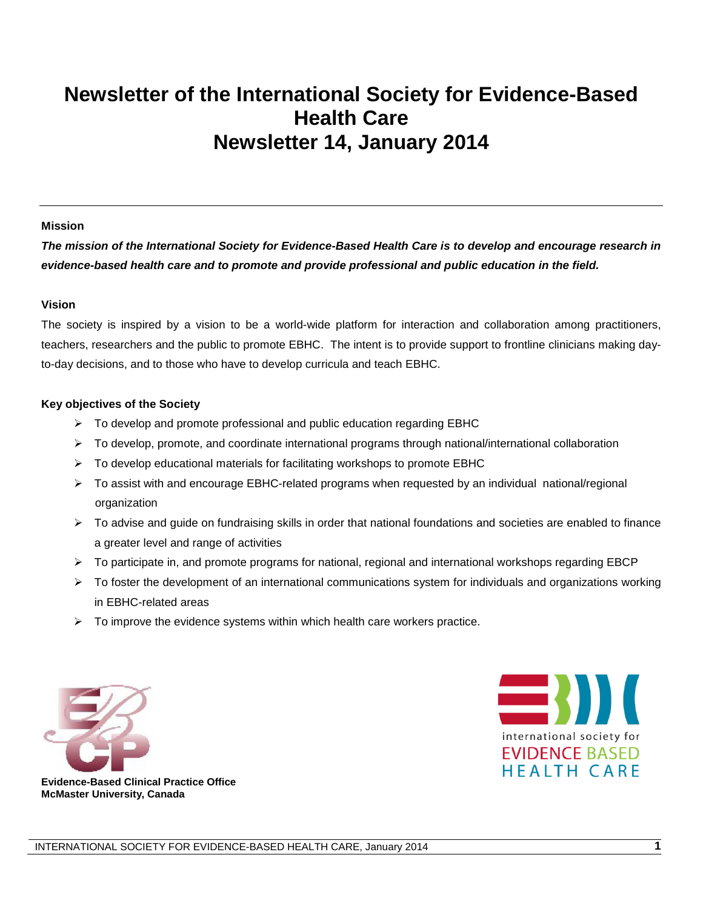# Newsletter of the International Society for Evidence-Based Health Care
# Newsletter 14, January 2014

---

**Mission**

***The mission of the International Society for Evidence-Based Health Care is to develop and encourage research in evidence-based health care and to promote and provide professional and public education in the field.***

**Vision**

The society is inspired by a vision to be a world-wide platform for interaction and collaboration among practitioners, teachers, researchers and the public to promote EBHC. The intent is to provide support to frontline clinicians making day-to-day decisions, and to those who have to develop curricula and teach EBHC.

**Key objectives of the Society**

- To develop and promote professional and public education regarding EBHC
- To develop, promote, and coordinate international programs through national/international collaboration
- To develop educational materials for facilitating workshops to promote EBHC
- To assist with and encourage EBHC-related programs when requested by an individual national/regional organization
- To advise and guide on fundraising skills in order that national foundations and societies are enabled to finance a greater level and range of activities
- To participate in, and promote programs for national, regional and international workshops regarding EBCP
- To foster the development of an international communications system for individuals and organizations working in EBHC-related areas
- To improve the evidence systems within which health care workers practice.

**Evidence-Based Clinical Practice Office**
**McMaster University, Canada**

international society for
EVIDENCE BASED
HEALTH CARE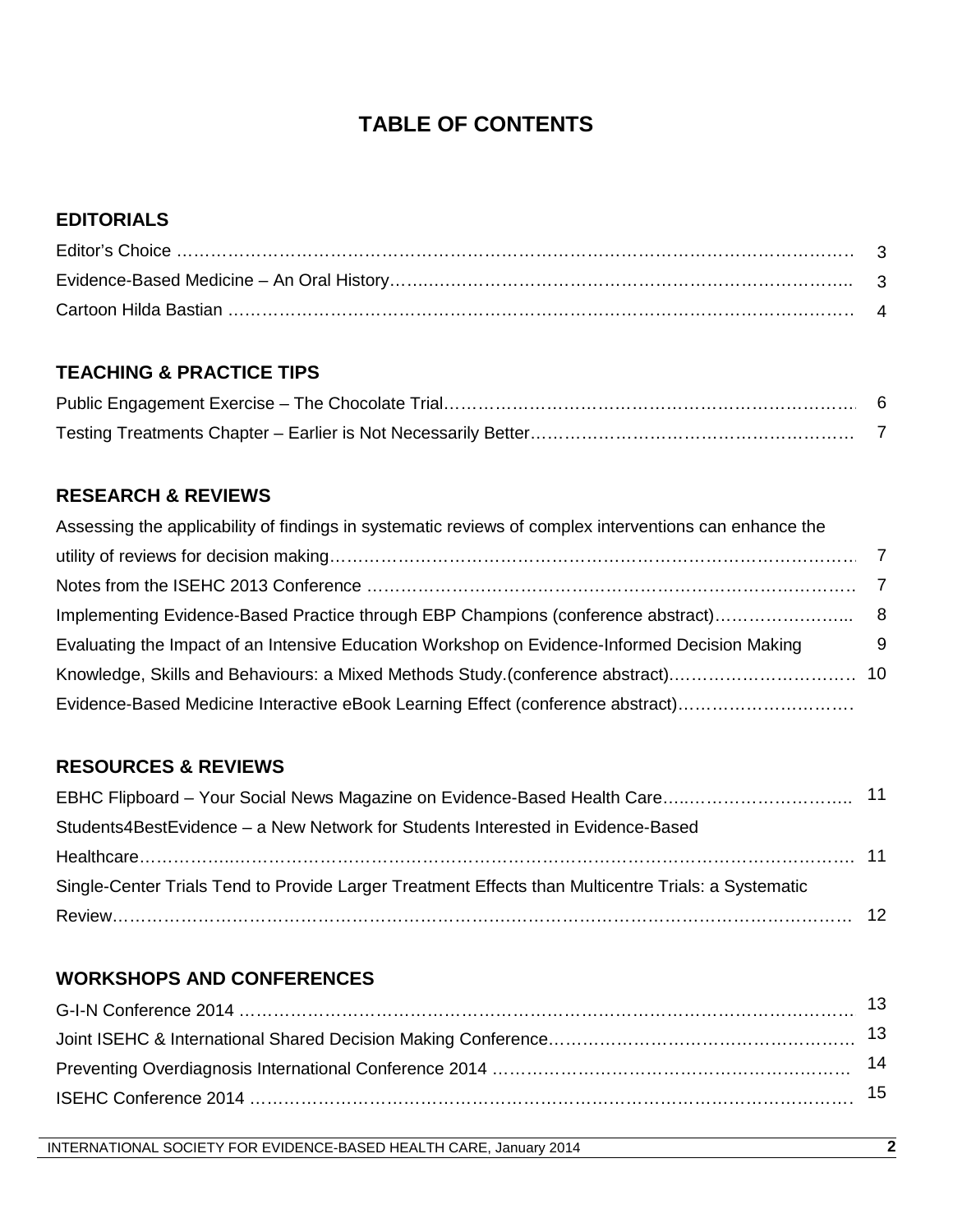# TABLE OF CONTENTS

## EDITORIALS

Editor's Choice ………………………………………………………………………………………………… 3

Evidence-Based Medicine – An Oral History……………………………………………………………… 3

Cartoon Hilda Bastian ……………………………………………………………………………………… 4

## TEACHING & PRACTICE TIPS

Public Engagement Exercise – The Chocolate Trial……………………………………………………… 6

Testing Treatments Chapter – Earlier is Not Necessarily Better………………………………………… 7

## RESEARCH & REVIEWS

Assessing the applicability of findings in systematic reviews of complex interventions can enhance the utility of reviews for decision making………………………………………………………………… 7

Notes from the ISEHC 2013 Conference ………………………………………………………………… 7

Implementing Evidence-Based Practice through EBP Champions (conference abstract)…………… 8

Evaluating the Impact of an Intensive Education Workshop on Evidence-Informed Decision Making 9

Knowledge, Skills and Behaviours: a Mixed Methods Study.(conference abstract)…………………… 10

Evidence-Based Medicine Interactive eBook Learning Effect (conference abstract)…………………

## RESOURCES & REVIEWS

EBHC Flipboard – Your Social News Magazine on Evidence-Based Health Care…………………… 11

Students4BestEvidence – a New Network for Students Interested in Evidence-Based Healthcare……………………………………………………………………………………………………… 11

Single-Center Trials Tend to Provide Larger Treatment Effects than Multicentre Trials: a Systematic Review…………………………………………………………………………………………………… 12

## WORKSHOPS AND CONFERENCES

G-I-N Conference 2014 …………………………………………………………………………………… 13

Joint ISEHC & International Shared Decision Making Conference……………………………………… 13

Preventing Overdiagnosis International Conference 2014 ……………………………………………… 14

ISEHC Conference 2014 …………………………………………………………………………………… 15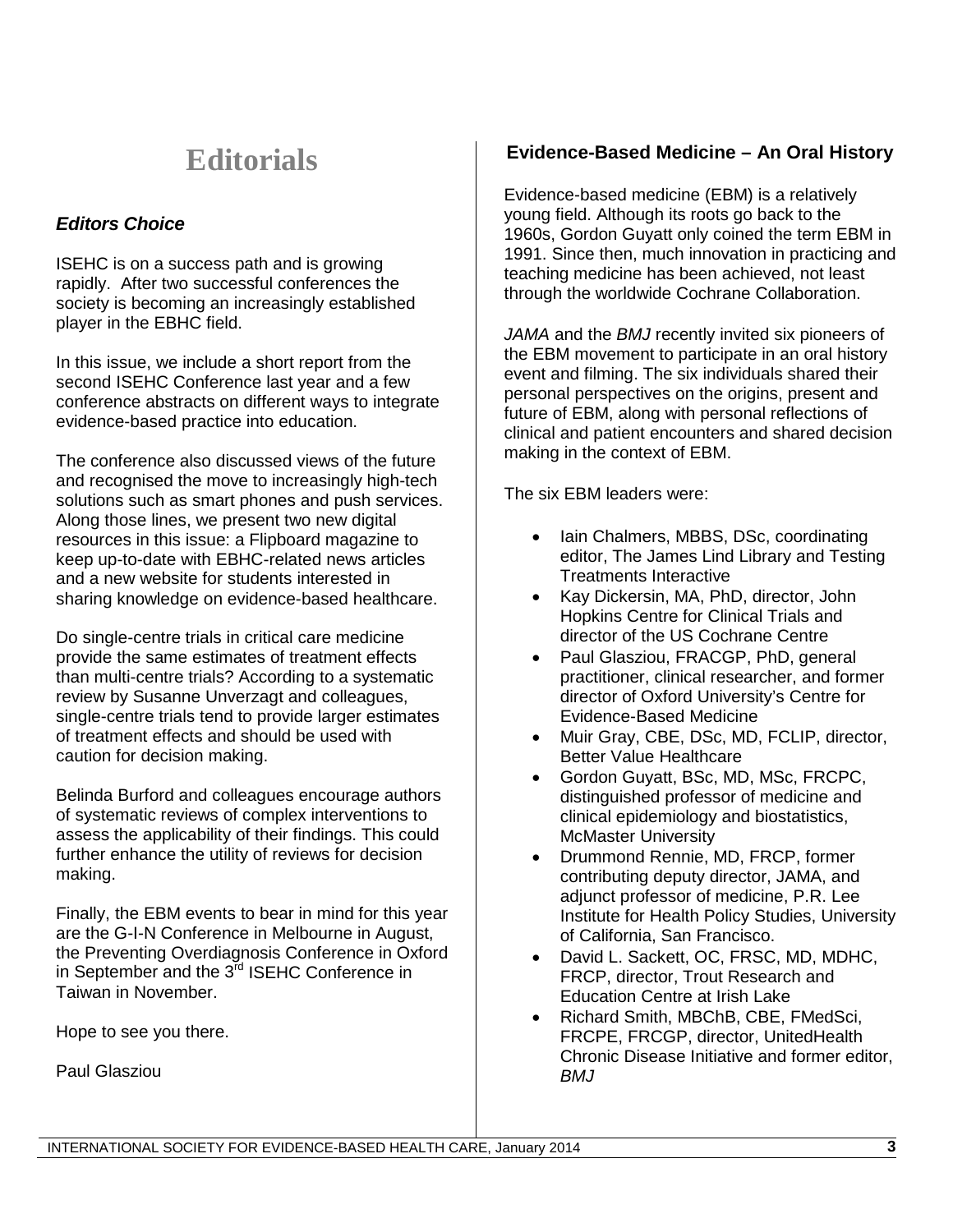# Editorials

### *Editors Choice*

ISEHC is on a success path and is growing rapidly. After two successful conferences the society is becoming an increasingly established player in the EBHC field.

In this issue, we include a short report from the second ISEHC Conference last year and a few conference abstracts on different ways to integrate evidence-based practice into education.

The conference also discussed views of the future and recognised the move to increasingly high-tech solutions such as smart phones and push services. Along those lines, we present two new digital resources in this issue: a Flipboard magazine to keep up-to-date with EBHC-related news articles and a new website for students interested in sharing knowledge on evidence-based healthcare.

Do single-centre trials in critical care medicine provide the same estimates of treatment effects than multi-centre trials? According to a systematic review by Susanne Unverzagt and colleagues, single-centre trials tend to provide larger estimates of treatment effects and should be used with caution for decision making.

Belinda Burford and colleagues encourage authors of systematic reviews of complex interventions to assess the applicability of their findings. This could further enhance the utility of reviews for decision making.

Finally, the EBM events to bear in mind for this year are the G-I-N Conference in Melbourne in August, the Preventing Overdiagnosis Conference in Oxford in September and the 3rd ISEHC Conference in Taiwan in November.

Hope to see you there.

Paul Glasziou

### Evidence-Based Medicine – An Oral History

Evidence-based medicine (EBM) is a relatively young field. Although its roots go back to the 1960s, Gordon Guyatt only coined the term EBM in 1991. Since then, much innovation in practicing and teaching medicine has been achieved, not least through the worldwide Cochrane Collaboration.

*JAMA* and the *BMJ* recently invited six pioneers of the EBM movement to participate in an oral history event and filming. The six individuals shared their personal perspectives on the origins, present and future of EBM, along with personal reflections of clinical and patient encounters and shared decision making in the context of EBM.

The six EBM leaders were:

- Iain Chalmers, MBBS, DSc, coordinating editor, The James Lind Library and Testing Treatments Interactive
- Kay Dickersin, MA, PhD, director, John Hopkins Centre for Clinical Trials and director of the US Cochrane Centre
- Paul Glasziou, FRACGP, PhD, general practitioner, clinical researcher, and former director of Oxford University's Centre for Evidence-Based Medicine
- Muir Gray, CBE, DSc, MD, FCLIP, director, Better Value Healthcare
- Gordon Guyatt, BSc, MD, MSc, FRCPC, distinguished professor of medicine and clinical epidemiology and biostatistics, McMaster University
- Drummond Rennie, MD, FRCP, former contributing deputy director, JAMA, and adjunct professor of medicine, P.R. Lee Institute for Health Policy Studies, University of California, San Francisco.
- David L. Sackett, OC, FRSC, MD, MDHC, FRCP, director, Trout Research and Education Centre at Irish Lake
- Richard Smith, MBChB, CBE, FMedSci, FRCPE, FRCGP, director, UnitedHealth Chronic Disease Initiative and former editor, *BMJ*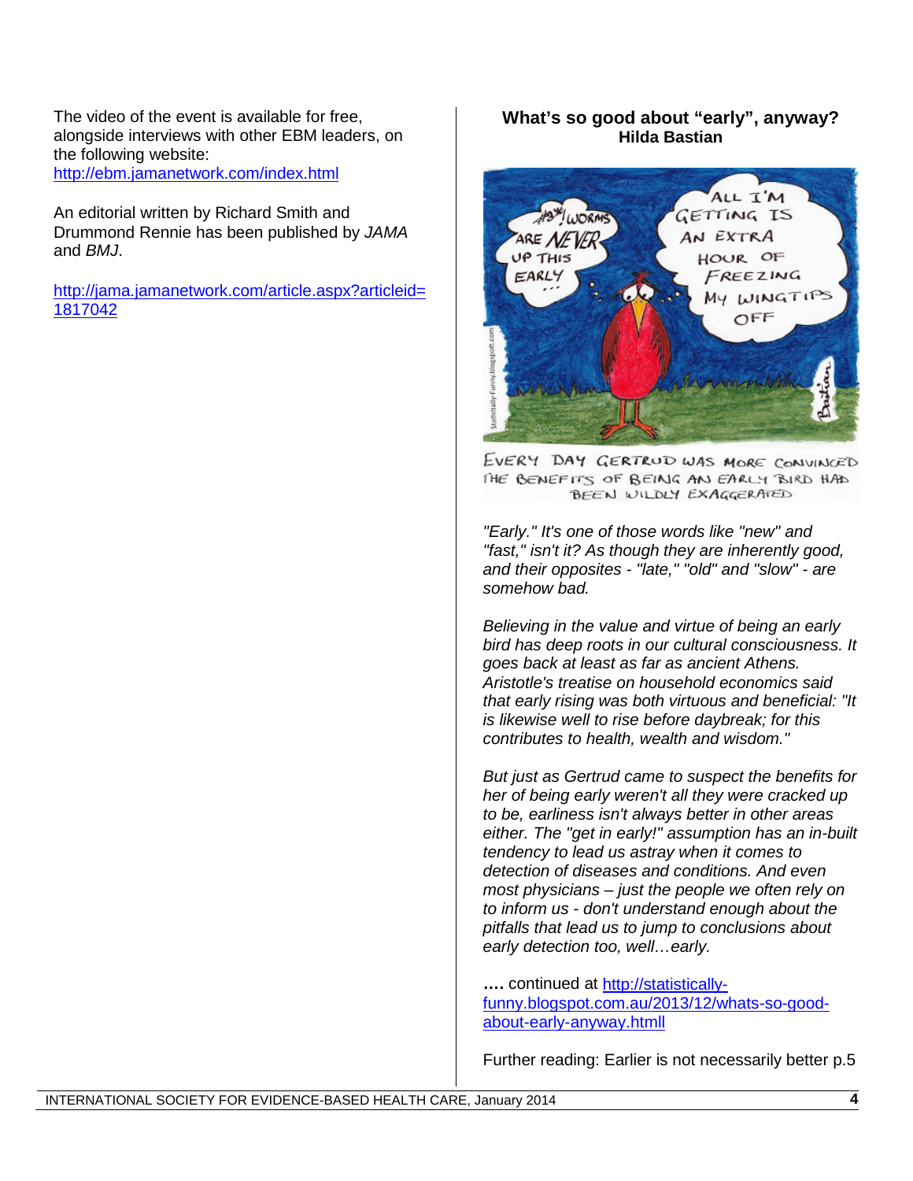The video of the event is available for free, alongside interviews with other EBM leaders, on the following website:
http://ebm.jamanetwork.com/index.html

An editorial written by Richard Smith and Drummond Rennie has been published by *JAMA* and *BMJ*.

http://jama.jamanetwork.com/article.aspx?articleid=1817042

## What's so good about "early", anyway?

**Hilda Bastian**

EVERY DAY GERTRUD WAS MORE CONVINCED THE BENEFITS OF BEING AN EARLY BIRD HAD BEEN WILDLY EXAGGERATED

*"Early." It's one of those words like "new" and "fast," isn't it? As though they are inherently good, and their opposites - "late," "old" and "slow" - are somehow bad.*

*Believing in the value and virtue of being an early bird has deep roots in our cultural consciousness. It goes back at least as far as ancient Athens. Aristotle's treatise on household economics said that early rising was both virtuous and beneficial: "It is likewise well to rise before daybreak; for this contributes to health, wealth and wisdom."*

*But just as Gertrud came to suspect the benefits for her of being early weren't all they were cracked up to be, earliness isn't always better in other areas either. The "get in early!" assumption has an in-built tendency to lead us astray when it comes to detection of diseases and conditions. And even most physicians – just the people we often rely on to inform us - don't understand enough about the pitfalls that lead us to jump to conclusions about early detection too, well…early.*

**….** continued at http://statistically-funny.blogspot.com.au/2013/12/whats-so-good-about-early-anyway.htmll

Further reading: Earlier is not necessarily better p.5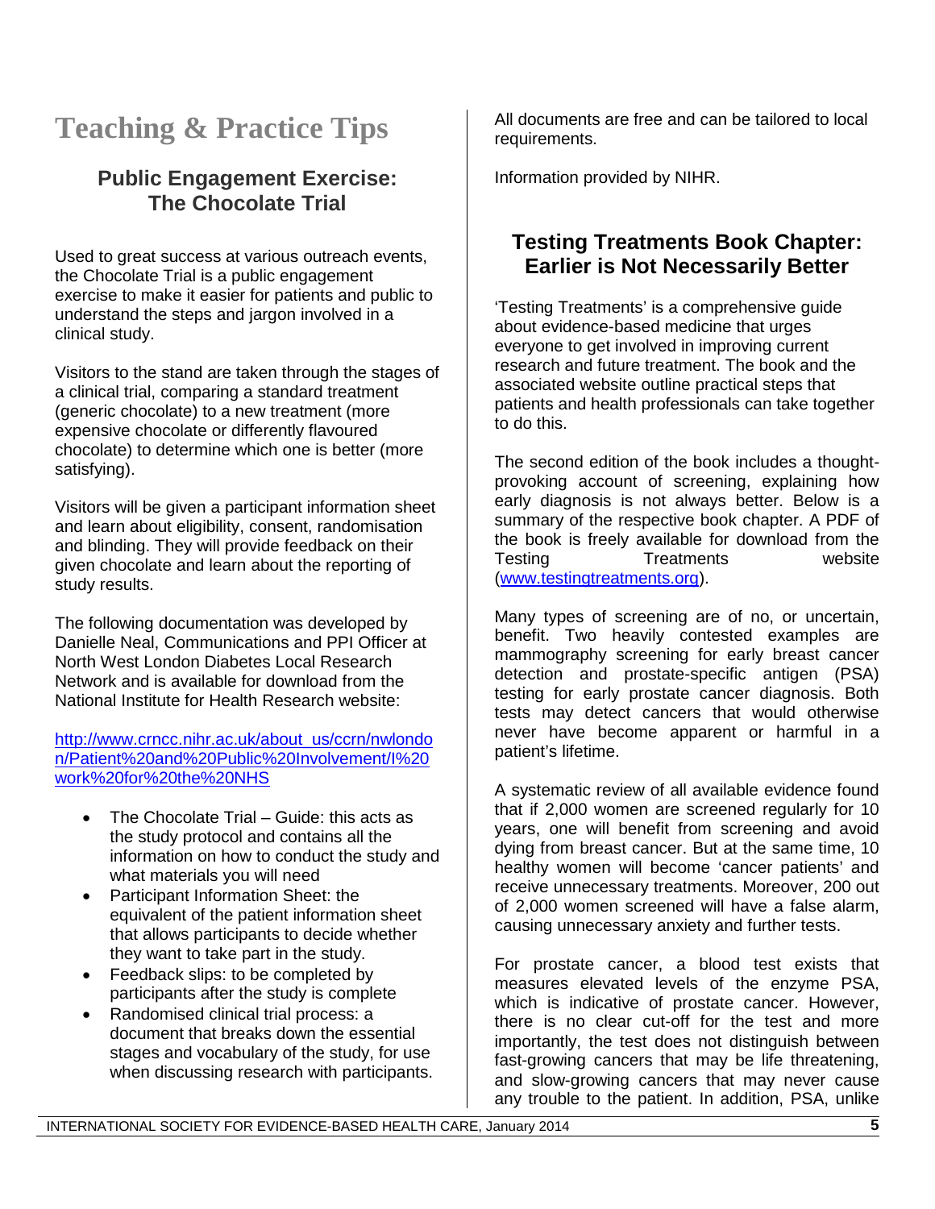# Teaching & Practice Tips

## Public Engagement Exercise: The Chocolate Trial

Used to great success at various outreach events, the Chocolate Trial is a public engagement exercise to make it easier for patients and public to understand the steps and jargon involved in a clinical study.

Visitors to the stand are taken through the stages of a clinical trial, comparing a standard treatment (generic chocolate) to a new treatment (more expensive chocolate or differently flavoured chocolate) to determine which one is better (more satisfying).

Visitors will be given a participant information sheet and learn about eligibility, consent, randomisation and blinding. They will provide feedback on their given chocolate and learn about the reporting of study results.

The following documentation was developed by Danielle Neal, Communications and PPI Officer at North West London Diabetes Local Research Network and is available for download from the National Institute for Health Research website:

http://www.crncc.nihr.ac.uk/about_us/ccrn/nwlondon/Patient%20and%20Public%20Involvement/I%20work%20for%20the%20NHS

- The Chocolate Trial – Guide: this acts as the study protocol and contains all the information on how to conduct the study and what materials you will need
- Participant Information Sheet: the equivalent of the patient information sheet that allows participants to decide whether they want to take part in the study.
- Feedback slips: to be completed by participants after the study is complete
- Randomised clinical trial process: a document that breaks down the essential stages and vocabulary of the study, for use when discussing research with participants.

All documents are free and can be tailored to local requirements.

Information provided by NIHR.

## Testing Treatments Book Chapter: Earlier is Not Necessarily Better

'Testing Treatments' is a comprehensive guide about evidence-based medicine that urges everyone to get involved in improving current research and future treatment. The book and the associated website outline practical steps that patients and health professionals can take together to do this.

The second edition of the book includes a thought-provoking account of screening, explaining how early diagnosis is not always better. Below is a summary of the respective book chapter. A PDF of the book is freely available for download from the Testing Treatments website (www.testingtreatments.org).

Many types of screening are of no, or uncertain, benefit. Two heavily contested examples are mammography screening for early breast cancer detection and prostate-specific antigen (PSA) testing for early prostate cancer diagnosis. Both tests may detect cancers that would otherwise never have become apparent or harmful in a patient's lifetime.

A systematic review of all available evidence found that if 2,000 women are screened regularly for 10 years, one will benefit from screening and avoid dying from breast cancer. But at the same time, 10 healthy women will become 'cancer patients' and receive unnecessary treatments. Moreover, 200 out of 2,000 women screened will have a false alarm, causing unnecessary anxiety and further tests.

For prostate cancer, a blood test exists that measures elevated levels of the enzyme PSA, which is indicative of prostate cancer. However, there is no clear cut-off for the test and more importantly, the test does not distinguish between fast-growing cancers that may be life threatening, and slow-growing cancers that may never cause any trouble to the patient. In addition, PSA, unlike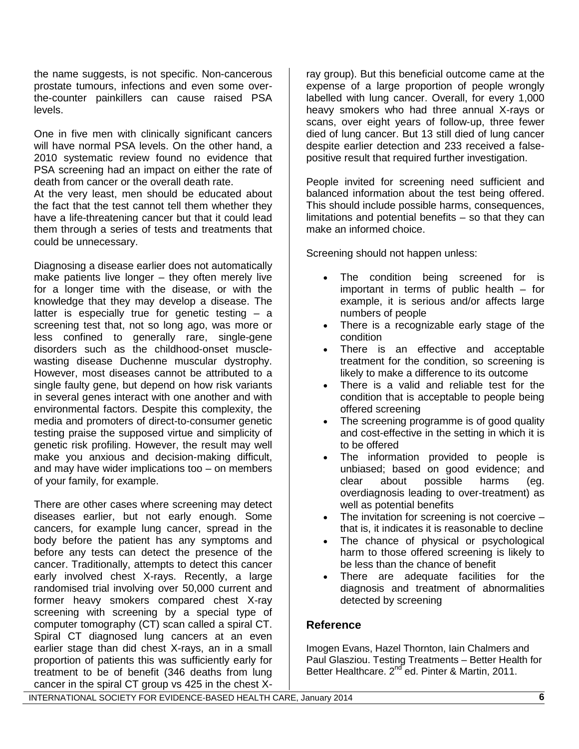the name suggests, is not specific. Non-cancerous prostate tumours, infections and even some over-the-counter painkillers can cause raised PSA levels.

One in five men with clinically significant cancers will have normal PSA levels. On the other hand, a 2010 systematic review found no evidence that PSA screening had an impact on either the rate of death from cancer or the overall death rate.
At the very least, men should be educated about the fact that the test cannot tell them whether they have a life-threatening cancer but that it could lead them through a series of tests and treatments that could be unnecessary.

Diagnosing a disease earlier does not automatically make patients live longer – they often merely live for a longer time with the disease, or with the knowledge that they may develop a disease. The latter is especially true for genetic testing – a screening test that, not so long ago, was more or less confined to generally rare, single-gene disorders such as the childhood-onset muscle-wasting disease Duchenne muscular dystrophy. However, most diseases cannot be attributed to a single faulty gene, but depend on how risk variants in several genes interact with one another and with environmental factors. Despite this complexity, the media and promoters of direct-to-consumer genetic testing praise the supposed virtue and simplicity of genetic risk profiling. However, the result may well make you anxious and decision-making difficult, and may have wider implications too – on members of your family, for example.

There are other cases where screening may detect diseases earlier, but not early enough. Some cancers, for example lung cancer, spread in the body before the patient has any symptoms and before any tests can detect the presence of the cancer. Traditionally, attempts to detect this cancer early involved chest X-rays. Recently, a large randomised trial involving over 50,000 current and former heavy smokers compared chest X-ray screening with screening by a special type of computer tomography (CT) scan called a spiral CT. Spiral CT diagnosed lung cancers at an even earlier stage than did chest X-rays, an in a small proportion of patients this was sufficiently early for treatment to be of benefit (346 deaths from lung cancer in the spiral CT group vs 425 in the chest X-ray group). But this beneficial outcome came at the expense of a large proportion of people wrongly labelled with lung cancer. Overall, for every 1,000 heavy smokers who had three annual X-rays or scans, over eight years of follow-up, three fewer died of lung cancer. But 13 still died of lung cancer despite earlier detection and 233 received a false-positive result that required further investigation.

People invited for screening need sufficient and balanced information about the test being offered. This should include possible harms, consequences, limitations and potential benefits – so that they can make an informed choice.

Screening should not happen unless:

- The condition being screened for is important in terms of public health – for example, it is serious and/or affects large numbers of people
- There is a recognizable early stage of the condition
- There is an effective and acceptable treatment for the condition, so screening is likely to make a difference to its outcome
- There is a valid and reliable test for the condition that is acceptable to people being offered screening
- The screening programme is of good quality and cost-effective in the setting in which it is to be offered
- The information provided to people is unbiased; based on good evidence; and clear about possible harms (eg. overdiagnosis leading to over-treatment) as well as potential benefits
- The invitation for screening is not coercive – that is, it indicates it is reasonable to decline
- The chance of physical or psychological harm to those offered screening is likely to be less than the chance of benefit
- There are adequate facilities for the diagnosis and treatment of abnormalities detected by screening

## Reference

Imogen Evans, Hazel Thornton, Iain Chalmers and Paul Glasziou. Testing Treatments – Better Health for Better Healthcare. 2nd ed. Pinter & Martin, 2011.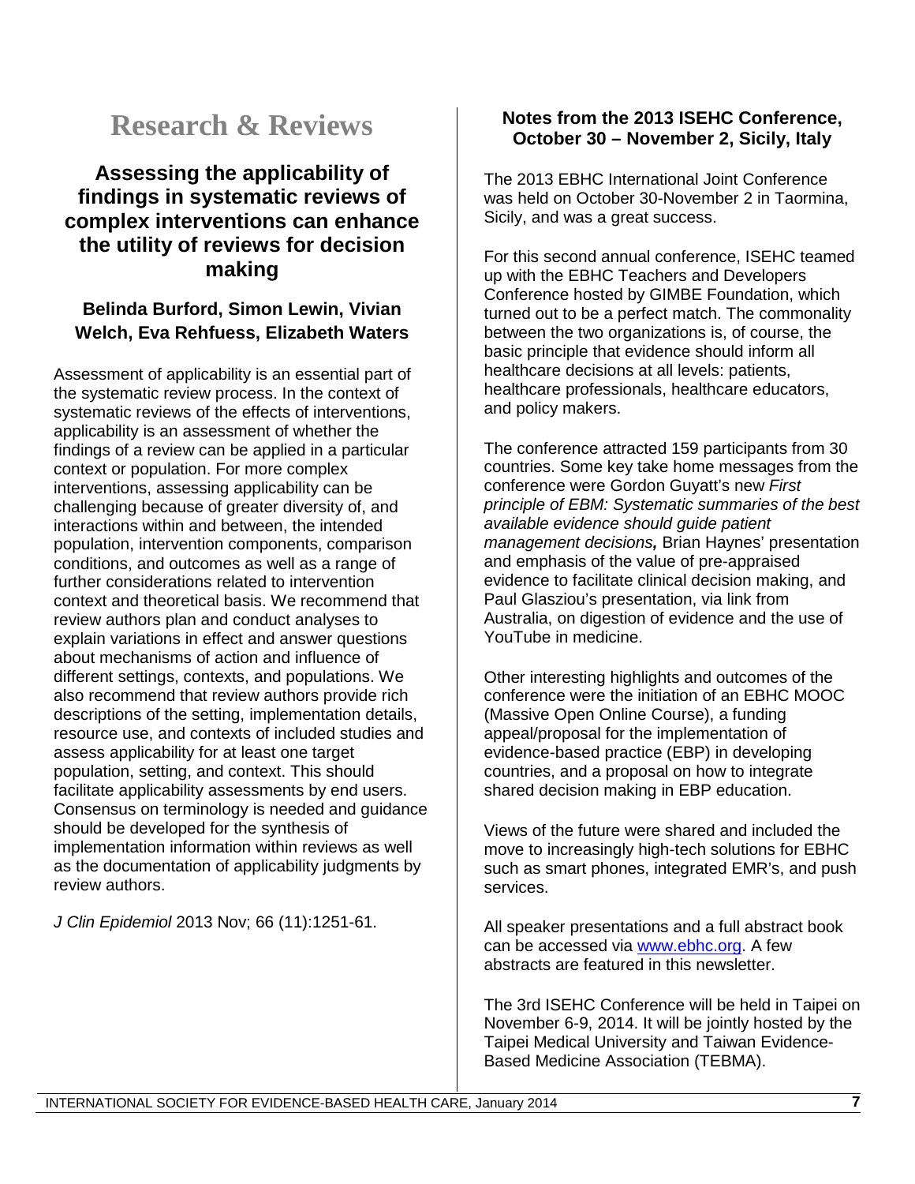# Research & Reviews

## Assessing the applicability of findings in systematic reviews of complex interventions can enhance the utility of reviews for decision making

### Belinda Burford, Simon Lewin, Vivian Welch, Eva Rehfuess, Elizabeth Waters

Assessment of applicability is an essential part of the systematic review process. In the context of systematic reviews of the effects of interventions, applicability is an assessment of whether the findings of a review can be applied in a particular context or population. For more complex interventions, assessing applicability can be challenging because of greater diversity of, and interactions within and between, the intended population, intervention components, comparison conditions, and outcomes as well as a range of further considerations related to intervention context and theoretical basis. We recommend that review authors plan and conduct analyses to explain variations in effect and answer questions about mechanisms of action and influence of different settings, contexts, and populations. We also recommend that review authors provide rich descriptions of the setting, implementation details, resource use, and contexts of included studies and assess applicability for at least one target population, setting, and context. This should facilitate applicability assessments by end users. Consensus on terminology is needed and guidance should be developed for the synthesis of implementation information within reviews as well as the documentation of applicability judgments by review authors.

*J Clin Epidemiol* 2013 Nov; 66 (11):1251-61.

### Notes from the 2013 ISEHC Conference, October 30 – November 2, Sicily, Italy

The 2013 EBHC International Joint Conference was held on October 30-November 2 in Taormina, Sicily, and was a great success.

For this second annual conference, ISEHC teamed up with the EBHC Teachers and Developers Conference hosted by GIMBE Foundation, which turned out to be a perfect match. The commonality between the two organizations is, of course, the basic principle that evidence should inform all healthcare decisions at all levels: patients, healthcare professionals, healthcare educators, and policy makers.

The conference attracted 159 participants from 30 countries. Some key take home messages from the conference were Gordon Guyatt's new *First principle of EBM: Systematic summaries of the best available evidence should guide patient management decisions,* Brian Haynes' presentation and emphasis of the value of pre-appraised evidence to facilitate clinical decision making, and Paul Glasziou's presentation, via link from Australia, on digestion of evidence and the use of YouTube in medicine.

Other interesting highlights and outcomes of the conference were the initiation of an EBHC MOOC (Massive Open Online Course), a funding appeal/proposal for the implementation of evidence-based practice (EBP) in developing countries, and a proposal on how to integrate shared decision making in EBP education.

Views of the future were shared and included the move to increasingly high-tech solutions for EBHC such as smart phones, integrated EMR's, and push services.

All speaker presentations and a full abstract book can be accessed via [www.ebhc.org](http://www.ebhc.org). A few abstracts are featured in this newsletter.

The 3rd ISEHC Conference will be held in Taipei on November 6-9, 2014. It will be jointly hosted by the Taipei Medical University and Taiwan Evidence-Based Medicine Association (TEBMA).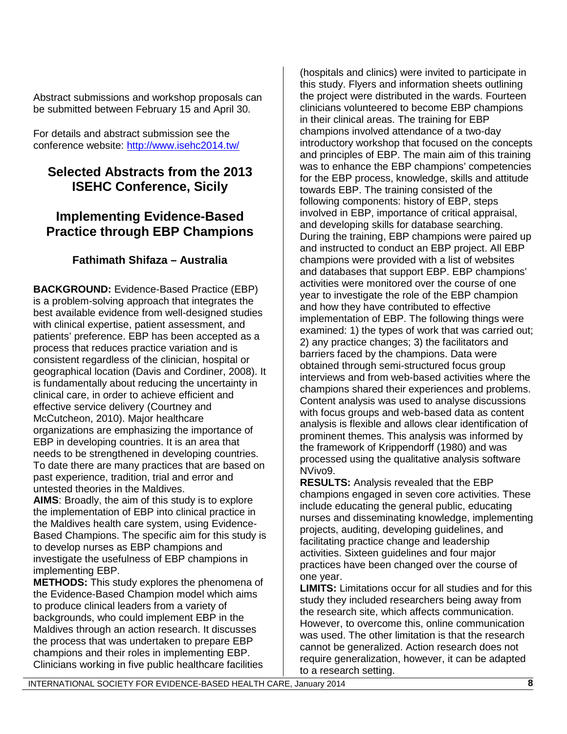Abstract submissions and workshop proposals can be submitted between February 15 and April 30.

For details and abstract submission see the conference website: http://www.isehc2014.tw/

## Selected Abstracts from the 2013 ISEHC Conference, Sicily

## Implementing Evidence-Based Practice through EBP Champions

### Fathimath Shifaza – Australia

**BACKGROUND:** Evidence-Based Practice (EBP) is a problem-solving approach that integrates the best available evidence from well-designed studies with clinical expertise, patient assessment, and patients' preference. EBP has been accepted as a process that reduces practice variation and is consistent regardless of the clinician, hospital or geographical location (Davis and Cordiner, 2008). It is fundamentally about reducing the uncertainty in clinical care, in order to achieve efficient and effective service delivery (Courtney and McCutcheon, 2010). Major healthcare organizations are emphasizing the importance of EBP in developing countries. It is an area that needs to be strengthened in developing countries. To date there are many practices that are based on past experience, tradition, trial and error and untested theories in the Maldives.

**AIMS**: Broadly, the aim of this study is to explore the implementation of EBP into clinical practice in the Maldives health care system, using Evidence-Based Champions. The specific aim for this study is to develop nurses as EBP champions and investigate the usefulness of EBP champions in implementing EBP.

**METHODS:** This study explores the phenomena of the Evidence-Based Champion model which aims to produce clinical leaders from a variety of backgrounds, who could implement EBP in the Maldives through an action research. It discusses the process that was undertaken to prepare EBP champions and their roles in implementing EBP. Clinicians working in five public healthcare facilities (hospitals and clinics) were invited to participate in this study. Flyers and information sheets outlining the project were distributed in the wards. Fourteen clinicians volunteered to become EBP champions in their clinical areas. The training for EBP champions involved attendance of a two-day introductory workshop that focused on the concepts and principles of EBP. The main aim of this training was to enhance the EBP champions' competencies for the EBP process, knowledge, skills and attitude towards EBP. The training consisted of the following components: history of EBP, steps involved in EBP, importance of critical appraisal, and developing skills for database searching. During the training, EBP champions were paired up and instructed to conduct an EBP project. All EBP champions were provided with a list of websites and databases that support EBP. EBP champions' activities were monitored over the course of one year to investigate the role of the EBP champion and how they have contributed to effective implementation of EBP. The following things were examined: 1) the types of work that was carried out; 2) any practice changes; 3) the facilitators and barriers faced by the champions. Data were obtained through semi-structured focus group interviews and from web-based activities where the champions shared their experiences and problems. Content analysis was used to analyse discussions with focus groups and web-based data as content analysis is flexible and allows clear identification of prominent themes. This analysis was informed by the framework of Krippendorff (1980) and was processed using the qualitative analysis software NVivo9.

**RESULTS:** Analysis revealed that the EBP champions engaged in seven core activities. These include educating the general public, educating nurses and disseminating knowledge, implementing projects, auditing, developing guidelines, and facilitating practice change and leadership activities. Sixteen guidelines and four major practices have been changed over the course of one year.

**LIMITS:** Limitations occur for all studies and for this study they included researchers being away from the research site, which affects communication. However, to overcome this, online communication was used. The other limitation is that the research cannot be generalized. Action research does not require generalization, however, it can be adapted to a research setting.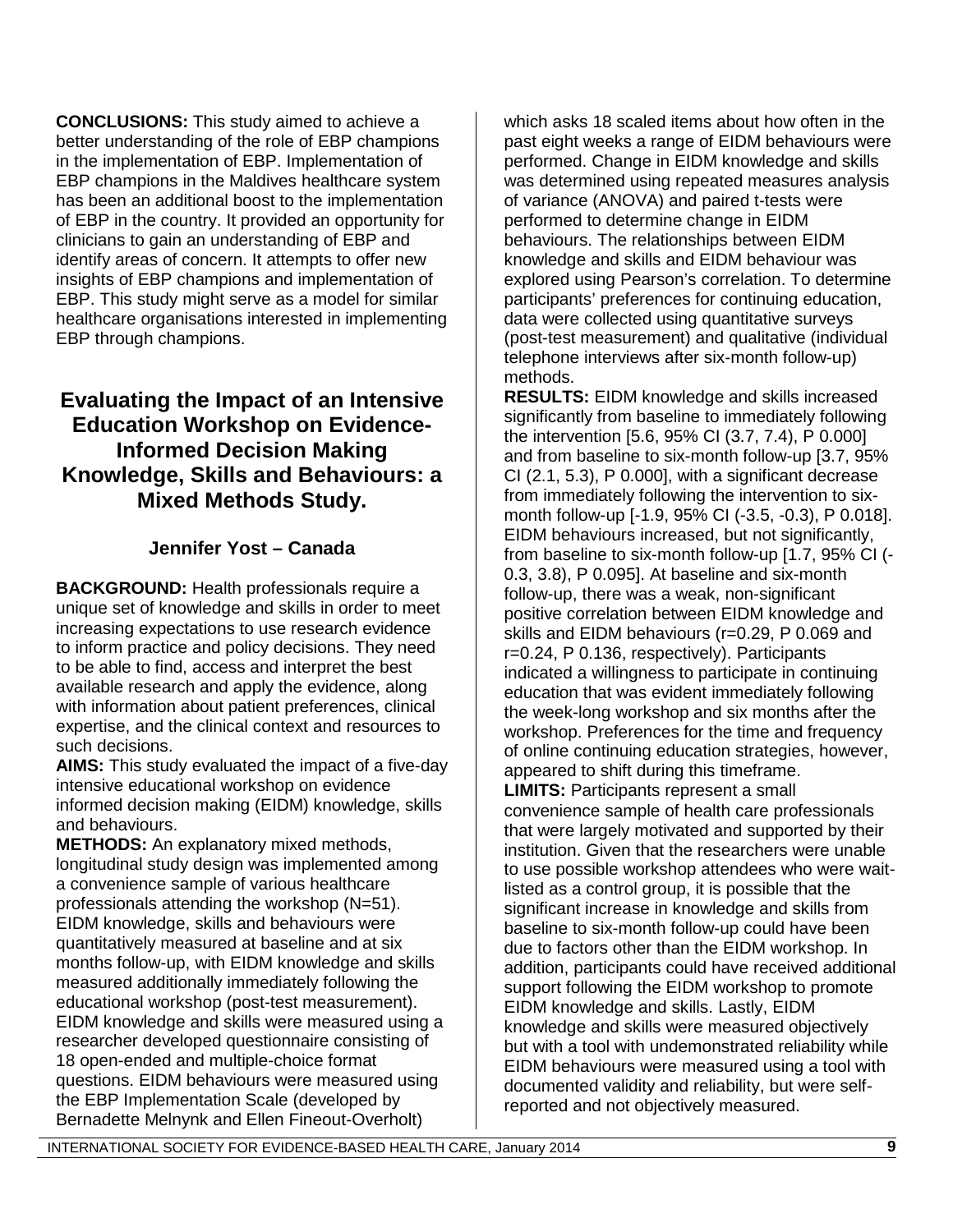**CONCLUSIONS:** This study aimed to achieve a better understanding of the role of EBP champions in the implementation of EBP. Implementation of EBP champions in the Maldives healthcare system has been an additional boost to the implementation of EBP in the country. It provided an opportunity for clinicians to gain an understanding of EBP and identify areas of concern. It attempts to offer new insights of EBP champions and implementation of EBP. This study might serve as a model for similar healthcare organisations interested in implementing EBP through champions.

## Evaluating the Impact of an Intensive Education Workshop on Evidence-Informed Decision Making Knowledge, Skills and Behaviours: a Mixed Methods Study.

### Jennifer Yost – Canada

**BACKGROUND:** Health professionals require a unique set of knowledge and skills in order to meet increasing expectations to use research evidence to inform practice and policy decisions. They need to be able to find, access and interpret the best available research and apply the evidence, along with information about patient preferences, clinical expertise, and the clinical context and resources to such decisions.

**AIMS:** This study evaluated the impact of a five-day intensive educational workshop on evidence informed decision making (EIDM) knowledge, skills and behaviours.

**METHODS:** An explanatory mixed methods, longitudinal study design was implemented among a convenience sample of various healthcare professionals attending the workshop (N=51). EIDM knowledge, skills and behaviours were quantitatively measured at baseline and at six months follow-up, with EIDM knowledge and skills measured additionally immediately following the educational workshop (post-test measurement). EIDM knowledge and skills were measured using a researcher developed questionnaire consisting of 18 open-ended and multiple-choice format questions. EIDM behaviours were measured using the EBP Implementation Scale (developed by Bernadette Melnynk and Ellen Fineout-Overholt) which asks 18 scaled items about how often in the past eight weeks a range of EIDM behaviours were performed. Change in EIDM knowledge and skills was determined using repeated measures analysis of variance (ANOVA) and paired t-tests were performed to determine change in EIDM behaviours. The relationships between EIDM knowledge and skills and EIDM behaviour was explored using Pearson's correlation. To determine participants' preferences for continuing education, data were collected using quantitative surveys (post-test measurement) and qualitative (individual telephone interviews after six-month follow-up) methods.

**RESULTS:** EIDM knowledge and skills increased significantly from baseline to immediately following the intervention [5.6, 95% CI (3.7, 7.4), P 0.000] and from baseline to six-month follow-up [3.7, 95% CI (2.1, 5.3), P 0.000], with a significant decrease from immediately following the intervention to six-month follow-up [-1.9, 95% CI (-3.5, -0.3), P 0.018]. EIDM behaviours increased, but not significantly, from baseline to six-month follow-up [1.7, 95% CI (-0.3, 3.8), P 0.095]. At baseline and six-month follow-up, there was a weak, non-significant positive correlation between EIDM knowledge and skills and EIDM behaviours (r=0.29, P 0.069 and r=0.24, P 0.136, respectively). Participants indicated a willingness to participate in continuing education that was evident immediately following the week-long workshop and six months after the workshop. Preferences for the time and frequency of online continuing education strategies, however, appeared to shift during this timeframe.

**LIMITS:** Participants represent a small convenience sample of health care professionals that were largely motivated and supported by their institution. Given that the researchers were unable to use possible workshop attendees who were wait-listed as a control group, it is possible that the significant increase in knowledge and skills from baseline to six-month follow-up could have been due to factors other than the EIDM workshop. In addition, participants could have received additional support following the EIDM workshop to promote EIDM knowledge and skills. Lastly, EIDM knowledge and skills were measured objectively but with a tool with undemonstrated reliability while EIDM behaviours were measured using a tool with documented validity and reliability, but were self-reported and not objectively measured.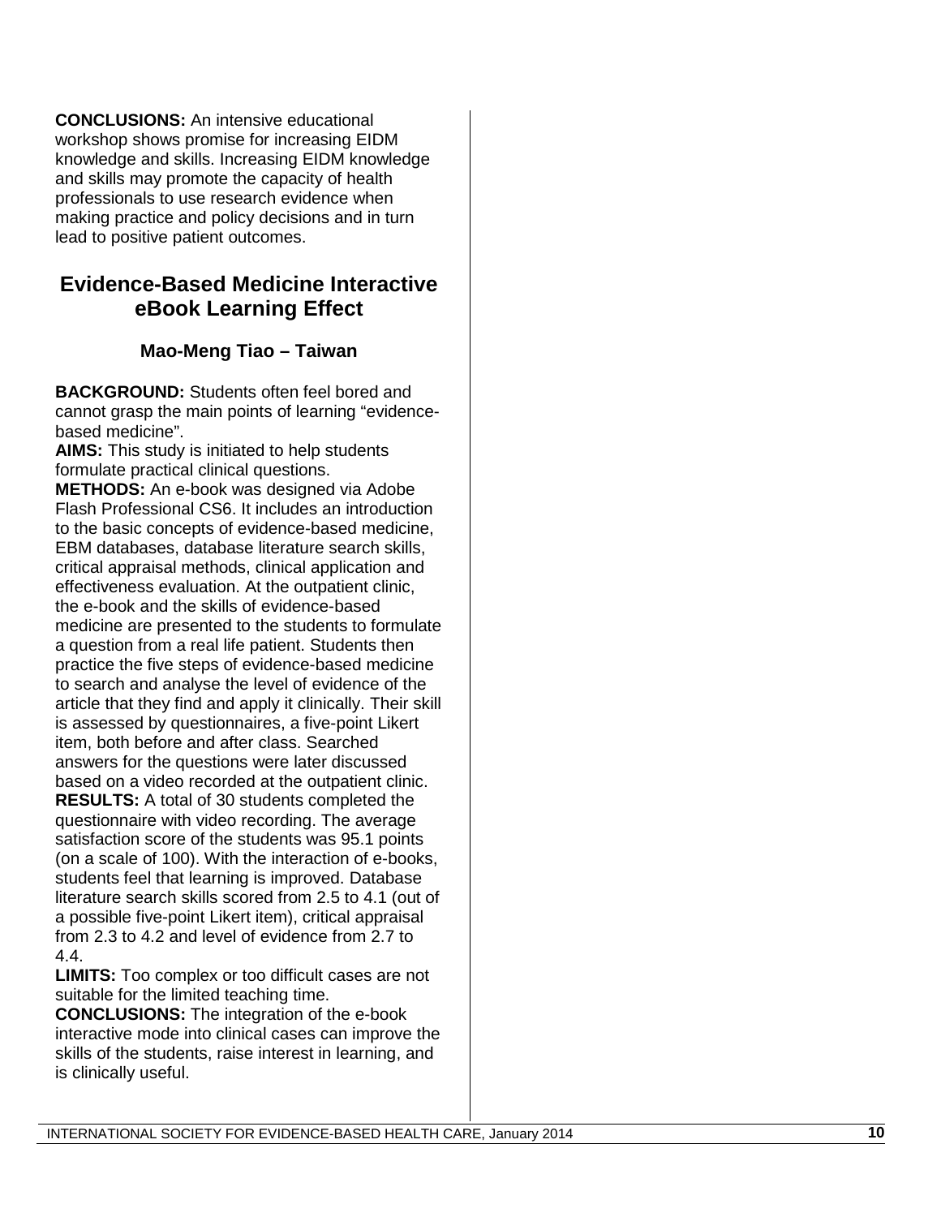**CONCLUSIONS:** An intensive educational workshop shows promise for increasing EIDM knowledge and skills. Increasing EIDM knowledge and skills may promote the capacity of health professionals to use research evidence when making practice and policy decisions and in turn lead to positive patient outcomes.

## Evidence-Based Medicine Interactive eBook Learning Effect

### Mao-Meng Tiao – Taiwan

**BACKGROUND:** Students often feel bored and cannot grasp the main points of learning "evidence-based medicine".

**AIMS:** This study is initiated to help students formulate practical clinical questions.

**METHODS:** An e-book was designed via Adobe Flash Professional CS6. It includes an introduction to the basic concepts of evidence-based medicine, EBM databases, database literature search skills, critical appraisal methods, clinical application and effectiveness evaluation. At the outpatient clinic, the e-book and the skills of evidence-based medicine are presented to the students to formulate a question from a real life patient. Students then practice the five steps of evidence-based medicine to search and analyse the level of evidence of the article that they find and apply it clinically. Their skill is assessed by questionnaires, a five-point Likert item, both before and after class. Searched answers for the questions were later discussed based on a video recorded at the outpatient clinic.

**RESULTS:** A total of 30 students completed the questionnaire with video recording. The average satisfaction score of the students was 95.1 points (on a scale of 100). With the interaction of e-books, students feel that learning is improved. Database literature search skills scored from 2.5 to 4.1 (out of a possible five-point Likert item), critical appraisal from 2.3 to 4.2 and level of evidence from 2.7 to 4.4.

**LIMITS:** Too complex or too difficult cases are not suitable for the limited teaching time.

**CONCLUSIONS:** The integration of the e-book interactive mode into clinical cases can improve the skills of the students, raise interest in learning, and is clinically useful.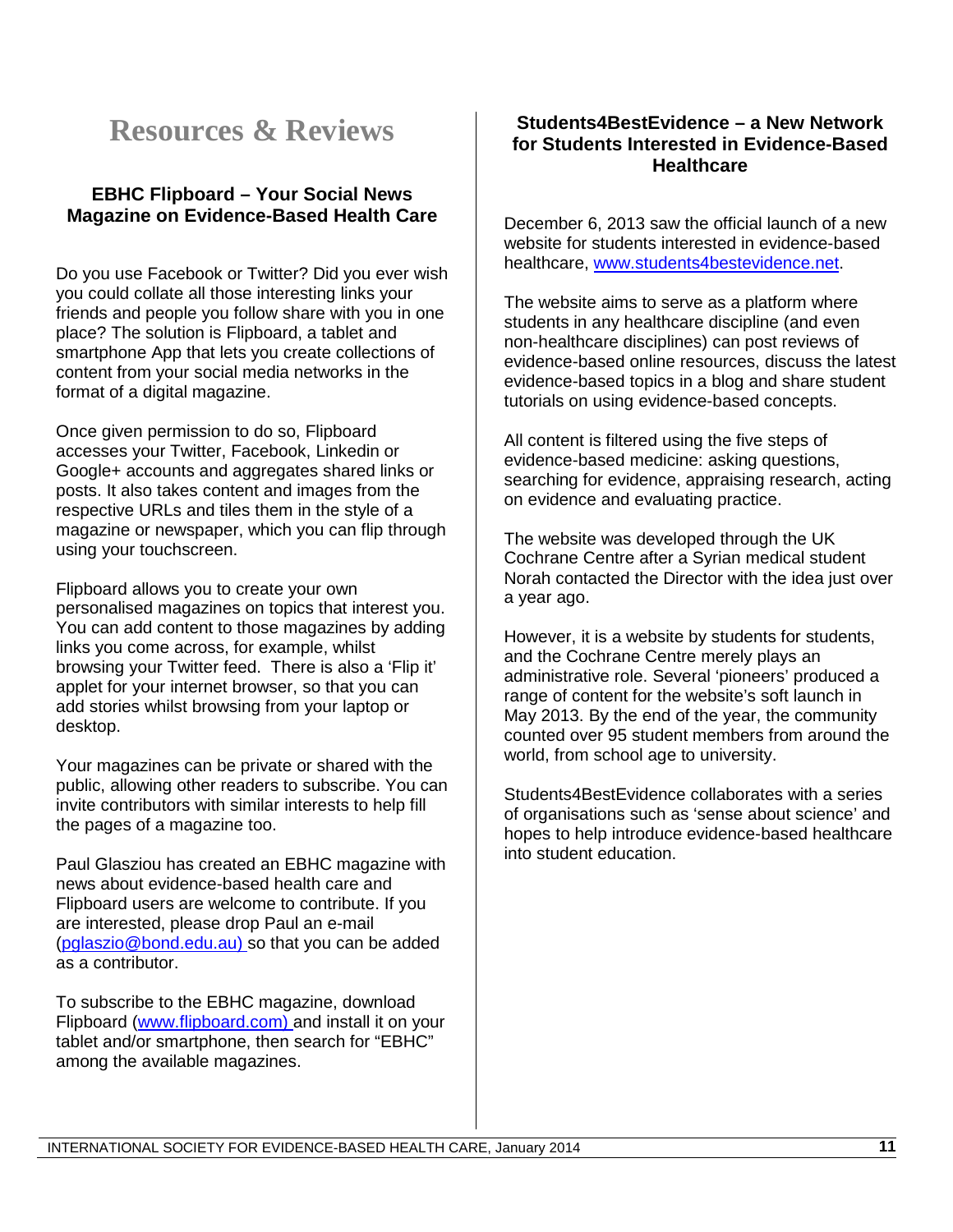# Resources & Reviews

## EBHC Flipboard – Your Social News Magazine on Evidence-Based Health Care

Do you use Facebook or Twitter? Did you ever wish you could collate all those interesting links your friends and people you follow share with you in one place? The solution is Flipboard, a tablet and smartphone App that lets you create collections of content from your social media networks in the format of a digital magazine.

Once given permission to do so, Flipboard accesses your Twitter, Facebook, Linkedin or Google+ accounts and aggregates shared links or posts. It also takes content and images from the respective URLs and tiles them in the style of a magazine or newspaper, which you can flip through using your touchscreen.

Flipboard allows you to create your own personalised magazines on topics that interest you. You can add content to those magazines by adding links you come across, for example, whilst browsing your Twitter feed. There is also a 'Flip it' applet for your internet browser, so that you can add stories whilst browsing from your laptop or desktop.

Your magazines can be private or shared with the public, allowing other readers to subscribe. You can invite contributors with similar interests to help fill the pages of a magazine too.

Paul Glasziou has created an EBHC magazine with news about evidence-based health care and Flipboard users are welcome to contribute. If you are interested, please drop Paul an e-mail (pglaszio@bond.edu.au) so that you can be added as a contributor.

To subscribe to the EBHC magazine, download Flipboard (www.flipboard.com) and install it on your tablet and/or smartphone, then search for "EBHC" among the available magazines.

## Students4BestEvidence – a New Network for Students Interested in Evidence-Based Healthcare

December 6, 2013 saw the official launch of a new website for students interested in evidence-based healthcare, www.students4bestevidence.net.

The website aims to serve as a platform where students in any healthcare discipline (and even non-healthcare disciplines) can post reviews of evidence-based online resources, discuss the latest evidence-based topics in a blog and share student tutorials on using evidence-based concepts.

All content is filtered using the five steps of evidence-based medicine: asking questions, searching for evidence, appraising research, acting on evidence and evaluating practice.

The website was developed through the UK Cochrane Centre after a Syrian medical student Norah contacted the Director with the idea just over a year ago.

However, it is a website by students for students, and the Cochrane Centre merely plays an administrative role. Several 'pioneers' produced a range of content for the website's soft launch in May 2013. By the end of the year, the community counted over 95 student members from around the world, from school age to university.

Students4BestEvidence collaborates with a series of organisations such as 'sense about science' and hopes to help introduce evidence-based healthcare into student education.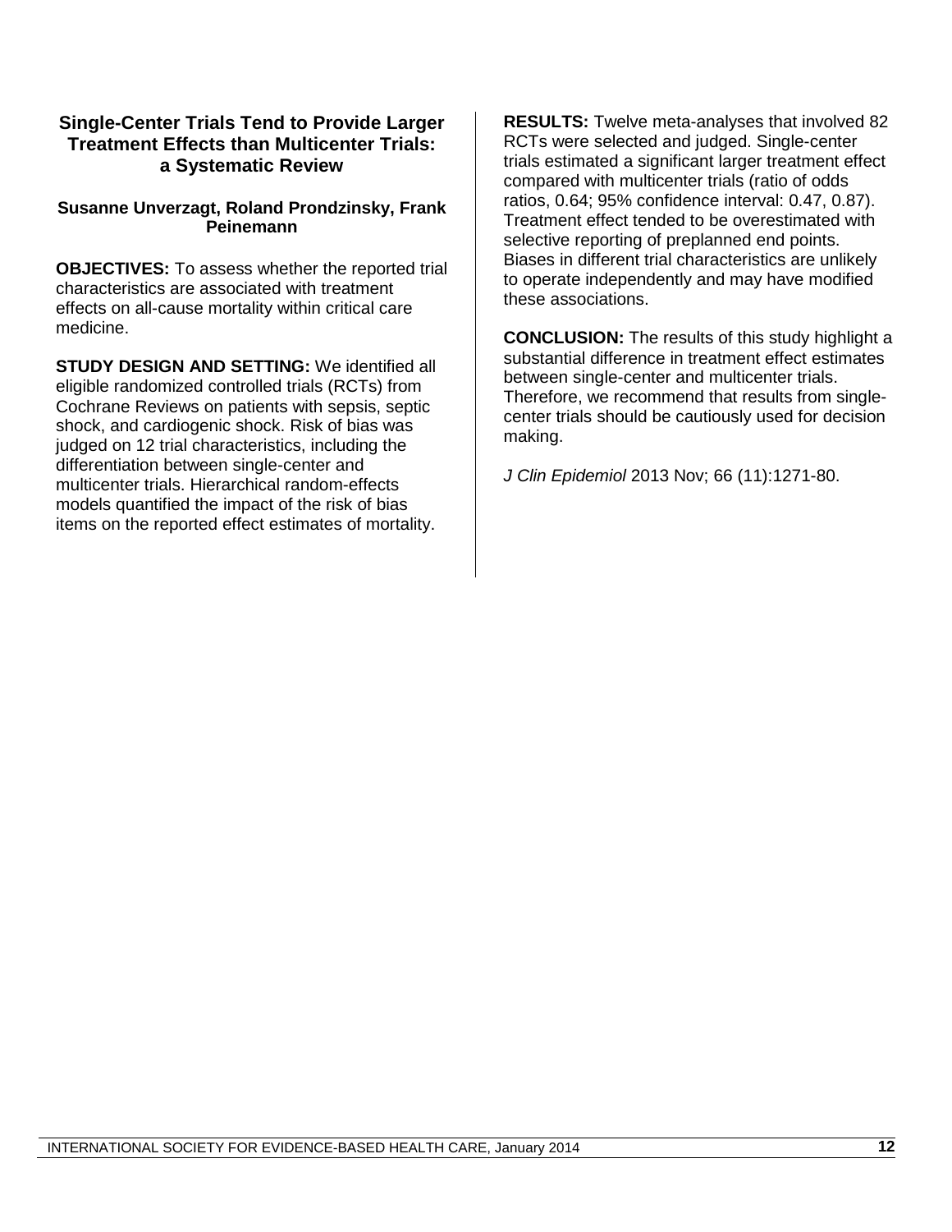### Single-Center Trials Tend to Provide Larger Treatment Effects than Multicenter Trials: a Systematic Review

**Susanne Unverzagt, Roland Prondzinsky, Frank Peinemann**

**OBJECTIVES:** To assess whether the reported trial characteristics are associated with treatment effects on all-cause mortality within critical care medicine.

**STUDY DESIGN AND SETTING:** We identified all eligible randomized controlled trials (RCTs) from Cochrane Reviews on patients with sepsis, septic shock, and cardiogenic shock. Risk of bias was judged on 12 trial characteristics, including the differentiation between single-center and multicenter trials. Hierarchical random-effects models quantified the impact of the risk of bias items on the reported effect estimates of mortality.

**RESULTS:** Twelve meta-analyses that involved 82 RCTs were selected and judged. Single-center trials estimated a significant larger treatment effect compared with multicenter trials (ratio of odds ratios, 0.64; 95% confidence interval: 0.47, 0.87). Treatment effect tended to be overestimated with selective reporting of preplanned end points. Biases in different trial characteristics are unlikely to operate independently and may have modified these associations.

**CONCLUSION:** The results of this study highlight a substantial difference in treatment effect estimates between single-center and multicenter trials. Therefore, we recommend that results from single-center trials should be cautiously used for decision making.

*J Clin Epidemiol* 2013 Nov; 66 (11):1271-80.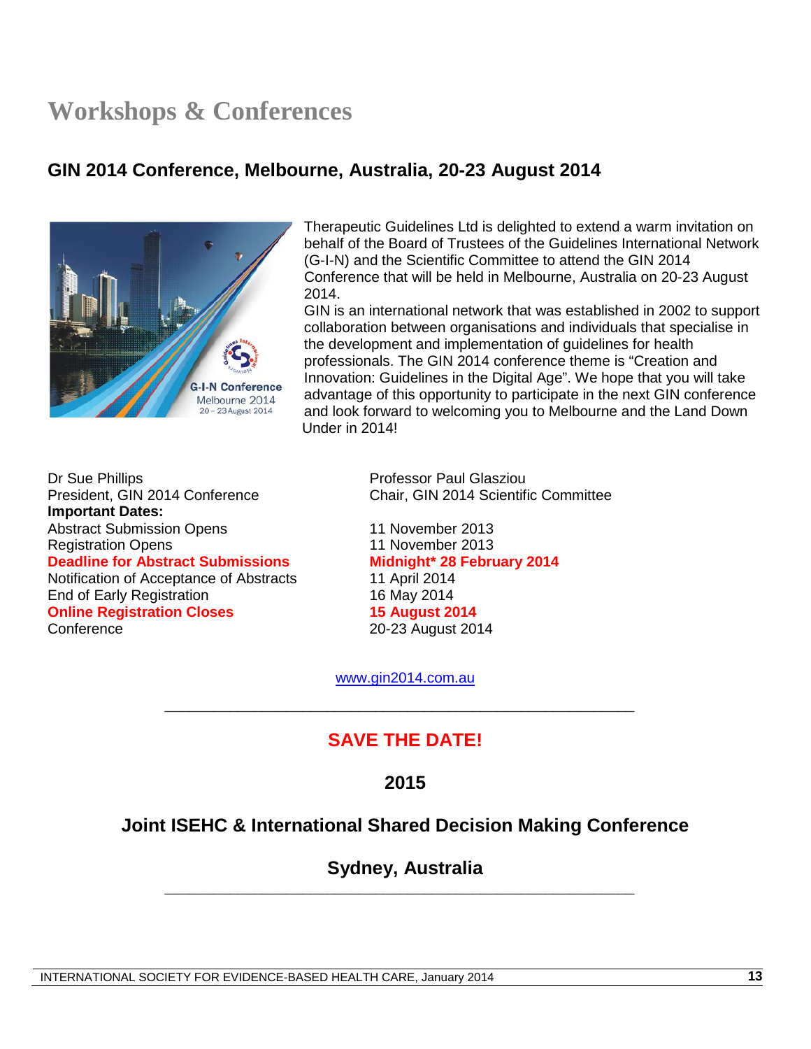# Workshops & Conferences

## GIN 2014 Conference, Melbourne, Australia, 20-23 August 2014

Therapeutic Guidelines Ltd is delighted to extend a warm invitation on behalf of the Board of Trustees of the Guidelines International Network (G-I-N) and the Scientific Committee to attend the GIN 2014 Conference that will be held in Melbourne, Australia on 20-23 August 2014.

GIN is an international network that was established in 2002 to support collaboration between organisations and individuals that specialise in the development and implementation of guidelines for health professionals. The GIN 2014 conference theme is "Creation and Innovation: Guidelines in the Digital Age". We hope that you will take advantage of this opportunity to participate in the next GIN conference and look forward to welcoming you to Melbourne and the Land Down Under in 2014!

Dr Sue Phillips
President, GIN 2014 Conference

Professor Paul Glasziou
Chair, GIN 2014 Scientific Committee

**Important Dates:**

| | |
|---|---|
| Abstract Submission Opens | 11 November 2013 |
| Registration Opens | 11 November 2013 |
| **Deadline for Abstract Submissions** | **Midnight* 28 February 2014** |
| Notification of Acceptance of Abstracts | 11 April 2014 |
| End of Early Registration | 16 May 2014 |
| **Online Registration Closes** | **15 August 2014** |
| Conference | 20-23 August 2014 |

www.gin2014.com.au

---

## SAVE THE DATE!

### 2015

### Joint ISEHC & International Shared Decision Making Conference

### Sydney, Australia

---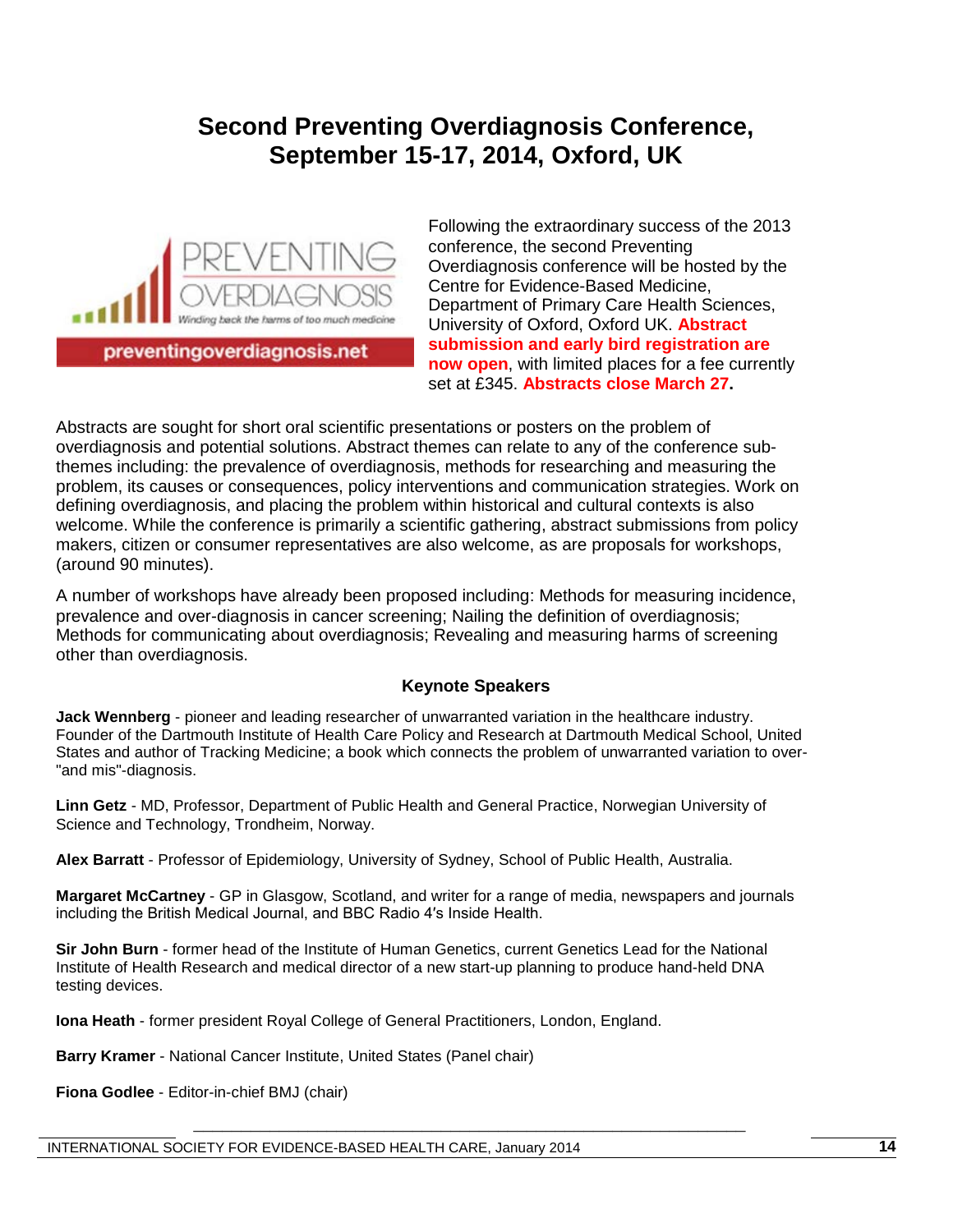# Second Preventing Overdiagnosis Conference, September 15-17, 2014, Oxford, UK

PREVENTING OVERDIAGNOSIS
Winding back the harms of too much medicine

preventingoverdiagnosis.net

Following the extraordinary success of the 2013 conference, the second Preventing Overdiagnosis conference will be hosted by the Centre for Evidence-Based Medicine, Department of Primary Care Health Sciences, University of Oxford, Oxford UK. **Abstract submission and early bird registration are now open**, with limited places for a fee currently set at £345. **Abstracts close March 27.**

Abstracts are sought for short oral scientific presentations or posters on the problem of overdiagnosis and potential solutions. Abstract themes can relate to any of the conference sub-themes including: the prevalence of overdiagnosis, methods for researching and measuring the problem, its causes or consequences, policy interventions and communication strategies. Work on defining overdiagnosis, and placing the problem within historical and cultural contexts is also welcome. While the conference is primarily a scientific gathering, abstract submissions from policy makers, citizen or consumer representatives are also welcome, as are proposals for workshops, (around 90 minutes).

A number of workshops have already been proposed including: Methods for measuring incidence, prevalence and over-diagnosis in cancer screening; Nailing the definition of overdiagnosis; Methods for communicating about overdiagnosis; Revealing and measuring harms of screening other than overdiagnosis.

### Keynote Speakers

**Jack Wennberg** - pioneer and leading researcher of unwarranted variation in the healthcare industry. Founder of the Dartmouth Institute of Health Care Policy and Research at Dartmouth Medical School, United States and author of Tracking Medicine; a book which connects the problem of unwarranted variation to over-"and mis"-diagnosis.

**Linn Getz** - MD, Professor, Department of Public Health and General Practice, Norwegian University of Science and Technology, Trondheim, Norway.

**Alex Barratt** - Professor of Epidemiology, University of Sydney, School of Public Health, Australia.

**Margaret McCartney** - GP in Glasgow, Scotland, and writer for a range of media, newspapers and journals including the British Medical Journal, and BBC Radio 4's Inside Health.

**Sir John Burn** - former head of the Institute of Human Genetics, current Genetics Lead for the National Institute of Health Research and medical director of a new start-up planning to produce hand-held DNA testing devices.

**Iona Heath** - former president Royal College of General Practitioners, London, England.

**Barry Kramer** - National Cancer Institute, United States (Panel chair)

**Fiona Godlee** - Editor-in-chief BMJ (chair)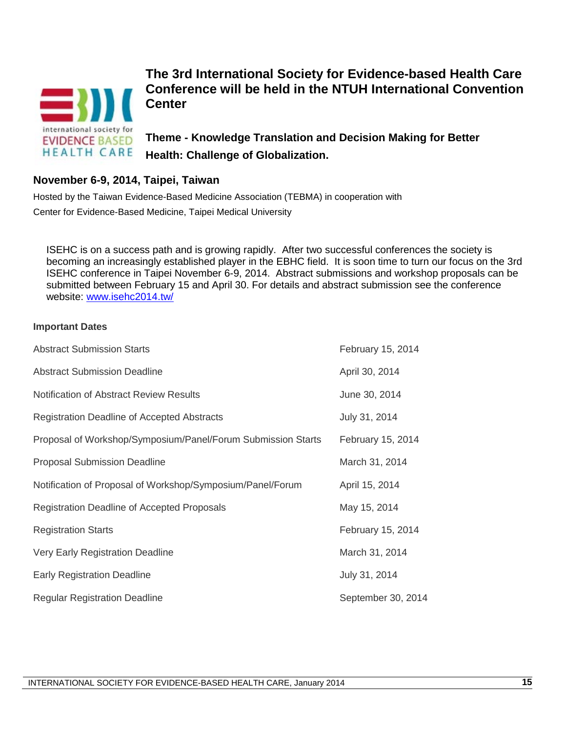## The 3rd International Society for Evidence-based Health Care Conference will be held in the NTUH International Convention Center

### Theme - Knowledge Translation and Decision Making for Better Health: Challenge of Globalization.

### November 6-9, 2014, Taipei, Taiwan

Hosted by the Taiwan Evidence-Based Medicine Association (TEBMA) in cooperation with Center for Evidence-Based Medicine, Taipei Medical University

ISEHC is on a success path and is growing rapidly. After two successful conferences the society is becoming an increasingly established player in the EBHC field. It is soon time to turn our focus on the 3rd ISEHC conference in Taipei November 6-9, 2014. Abstract submissions and workshop proposals can be submitted between February 15 and April 30. For details and abstract submission see the conference website: [www.isehc2014.tw/](www.isehc2014.tw/)

**Important Dates**

| | |
|---|---|
| Abstract Submission Starts | February 15, 2014 |
| Abstract Submission Deadline | April 30, 2014 |
| Notification of Abstract Review Results | June 30, 2014 |
| Registration Deadline of Accepted Abstracts | July 31, 2014 |
| Proposal of Workshop/Symposium/Panel/Forum Submission Starts | February 15, 2014 |
| Proposal Submission Deadline | March 31, 2014 |
| Notification of Proposal of Workshop/Symposium/Panel/Forum | April 15, 2014 |
| Registration Deadline of Accepted Proposals | May 15, 2014 |
| Registration Starts | February 15, 2014 |
| Very Early Registration Deadline | March 31, 2014 |
| Early Registration Deadline | July 31, 2014 |
| Regular Registration Deadline | September 30, 2014 |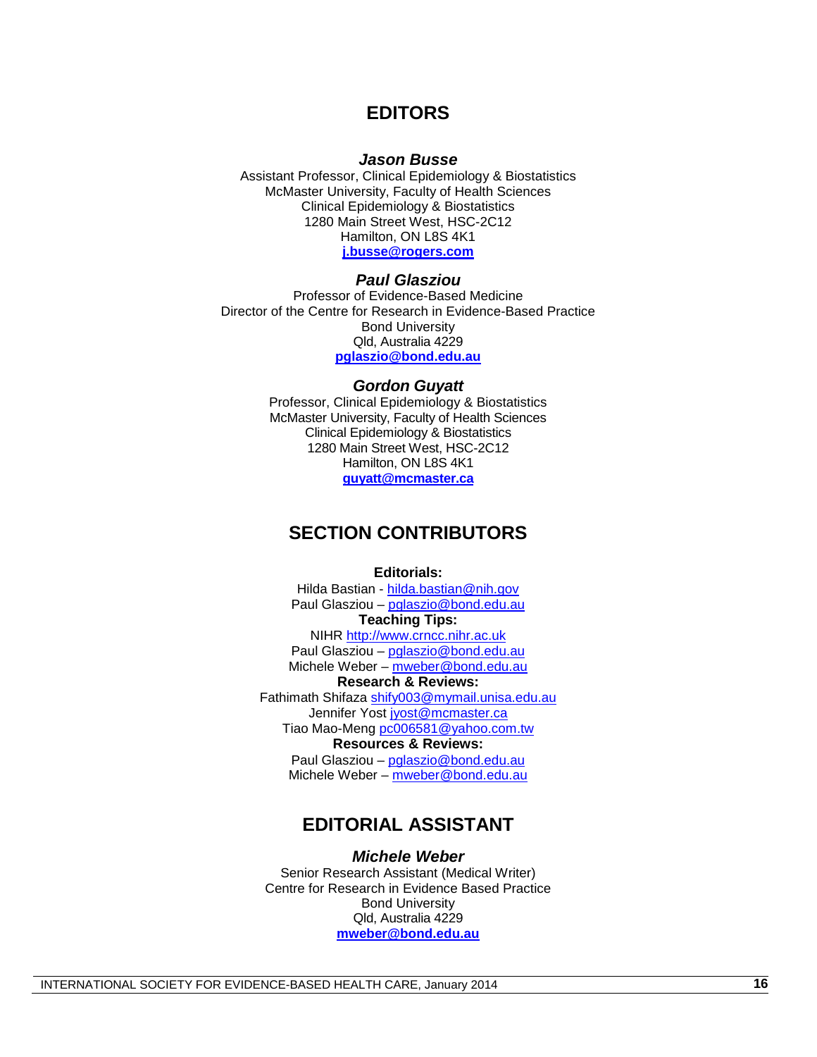# EDITORS

***Jason Busse***

Assistant Professor, Clinical Epidemiology & Biostatistics
McMaster University, Faculty of Health Sciences
Clinical Epidemiology & Biostatistics
1280 Main Street West, HSC-2C12
Hamilton, ON L8S 4K1
**j.busse@rogers.com**

***Paul Glasziou***

Professor of Evidence-Based Medicine
Director of the Centre for Research in Evidence-Based Practice
Bond University
Qld, Australia 4229
**pglaszio@bond.edu.au**

***Gordon Guyatt***

Professor, Clinical Epidemiology & Biostatistics
McMaster University, Faculty of Health Sciences
Clinical Epidemiology & Biostatistics
1280 Main Street West, HSC-2C12
Hamilton, ON L8S 4K1
**guyatt@mcmaster.ca**

# SECTION CONTRIBUTORS

**Editorials:**
Hilda Bastian - hilda.bastian@nih.gov
Paul Glasziou – pglaszio@bond.edu.au

**Teaching Tips:**
NIHR http://www.crncc.nihr.ac.uk
Paul Glasziou – pglaszio@bond.edu.au
Michele Weber – mweber@bond.edu.au

**Research & Reviews:**
Fathimath Shifaza shify003@mymail.unisa.edu.au
Jennifer Yost jyost@mcmaster.ca
Tiao Mao-Meng pc006581@yahoo.com.tw

**Resources & Reviews:**
Paul Glasziou – pglaszio@bond.edu.au
Michele Weber – mweber@bond.edu.au

# EDITORIAL ASSISTANT

***Michele Weber***

Senior Research Assistant (Medical Writer)
Centre for Research in Evidence Based Practice
Bond University
Qld, Australia 4229
**mweber@bond.edu.au**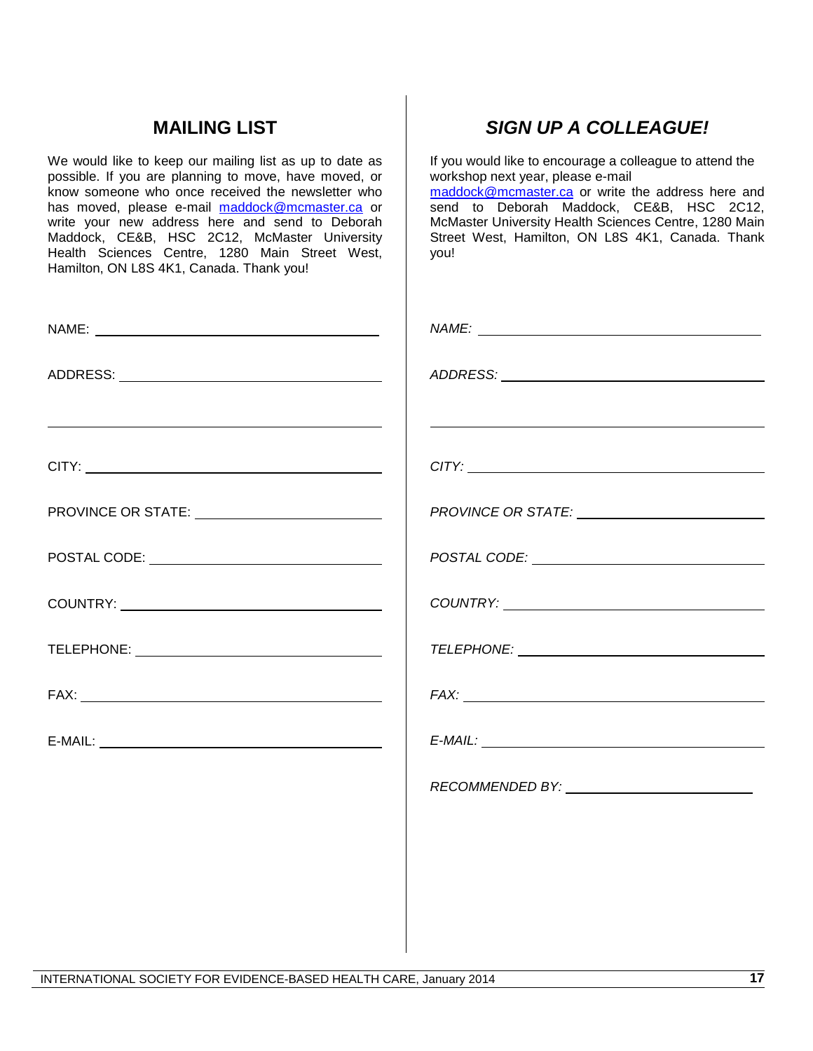## MAILING LIST

We would like to keep our mailing list as up to date as possible. If you are planning to move, have moved, or know someone who once received the newsletter who has moved, please e-mail maddock@mcmaster.ca or write your new address here and send to Deborah Maddock, CE&B, HSC 2C12, McMaster University Health Sciences Centre, 1280 Main Street West, Hamilton, ON L8S 4K1, Canada. Thank you!

NAME: ____________________________________

ADDRESS: __________________________________

__________________________________________

CITY: _____________________________________

PROVINCE OR STATE: _______________________

POSTAL CODE: _____________________________

COUNTRY: _________________________________

TELEPHONE: _______________________________

FAX: ______________________________________

E-MAIL: ___________________________________

## *SIGN UP A COLLEAGUE!*

If you would like to encourage a colleague to attend the workshop next year, please e-mail maddock@mcmaster.ca or write the address here and send to Deborah Maddock, CE&B, HSC 2C12, McMaster University Health Sciences Centre, 1280 Main Street West, Hamilton, ON L8S 4K1, Canada. Thank you!

*NAME:* ____________________________________

*ADDRESS:* __________________________________

__________________________________________

*CITY:* _____________________________________

*PROVINCE OR STATE:* _______________________

*POSTAL CODE:* _____________________________

*COUNTRY:* _________________________________

*TELEPHONE:* _______________________________

*FAX:* ______________________________________

*E-MAIL:* ___________________________________

*RECOMMENDED BY:* _________________________